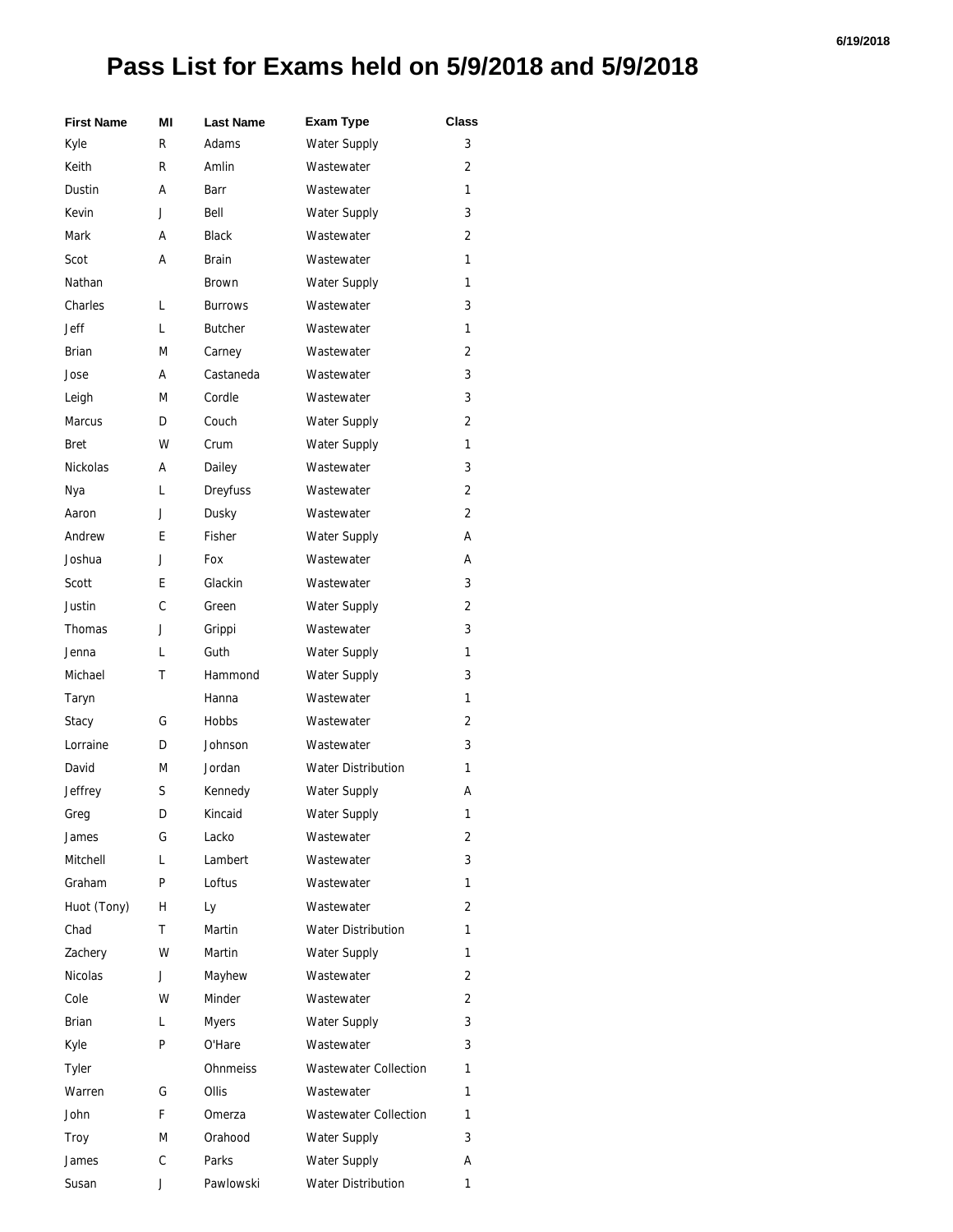# Pass List for Exams held on 5/9/2018 and 5/9/2018

| First Name | MI | Last Name | Exam Type | Class |
|---|---|---|---|---|
| Kyle | R | Adams | Water Supply | 3 |
| Keith | R | Amlin | Wastewater | 2 |
| Dustin | A | Barr | Wastewater | 1 |
| Kevin | J | Bell | Water Supply | 3 |
| Mark | A | Black | Wastewater | 2 |
| Scot | A | Brain | Wastewater | 1 |
| Nathan | | Brown | Water Supply | 1 |
| Charles | L | Burrows | Wastewater | 3 |
| Jeff | L | Butcher | Wastewater | 1 |
| Brian | M | Carney | Wastewater | 2 |
| Jose | A | Castaneda | Wastewater | 3 |
| Leigh | M | Cordle | Wastewater | 3 |
| Marcus | D | Couch | Water Supply | 2 |
| Bret | W | Crum | Water Supply | 1 |
| Nickolas | A | Dailey | Wastewater | 3 |
| Nya | L | Dreyfuss | Wastewater | 2 |
| Aaron | J | Dusky | Wastewater | 2 |
| Andrew | E | Fisher | Water Supply | A |
| Joshua | J | Fox | Wastewater | A |
| Scott | E | Glackin | Wastewater | 3 |
| Justin | C | Green | Water Supply | 2 |
| Thomas | J | Grippi | Wastewater | 3 |
| Jenna | L | Guth | Water Supply | 1 |
| Michael | T | Hammond | Water Supply | 3 |
| Taryn | | Hanna | Wastewater | 1 |
| Stacy | G | Hobbs | Wastewater | 2 |
| Lorraine | D | Johnson | Wastewater | 3 |
| David | M | Jordan | Water Distribution | 1 |
| Jeffrey | S | Kennedy | Water Supply | A |
| Greg | D | Kincaid | Water Supply | 1 |
| James | G | Lacko | Wastewater | 2 |
| Mitchell | L | Lambert | Wastewater | 3 |
| Graham | P | Loftus | Wastewater | 1 |
| Huot (Tony) | H | Ly | Wastewater | 2 |
| Chad | T | Martin | Water Distribution | 1 |
| Zachery | W | Martin | Water Supply | 1 |
| Nicolas | J | Mayhew | Wastewater | 2 |
| Cole | W | Minder | Wastewater | 2 |
| Brian | L | Myers | Water Supply | 3 |
| Kyle | P | O'Hare | Wastewater | 3 |
| Tyler | | Ohnmeiss | Wastewater Collection | 1 |
| Warren | G | Ollis | Wastewater | 1 |
| John | F | Omerza | Wastewater Collection | 1 |
| Troy | M | Orahood | Water Supply | 3 |
| James | C | Parks | Water Supply | A |
| Susan | J | Pawlowski | Water Distribution | 1 |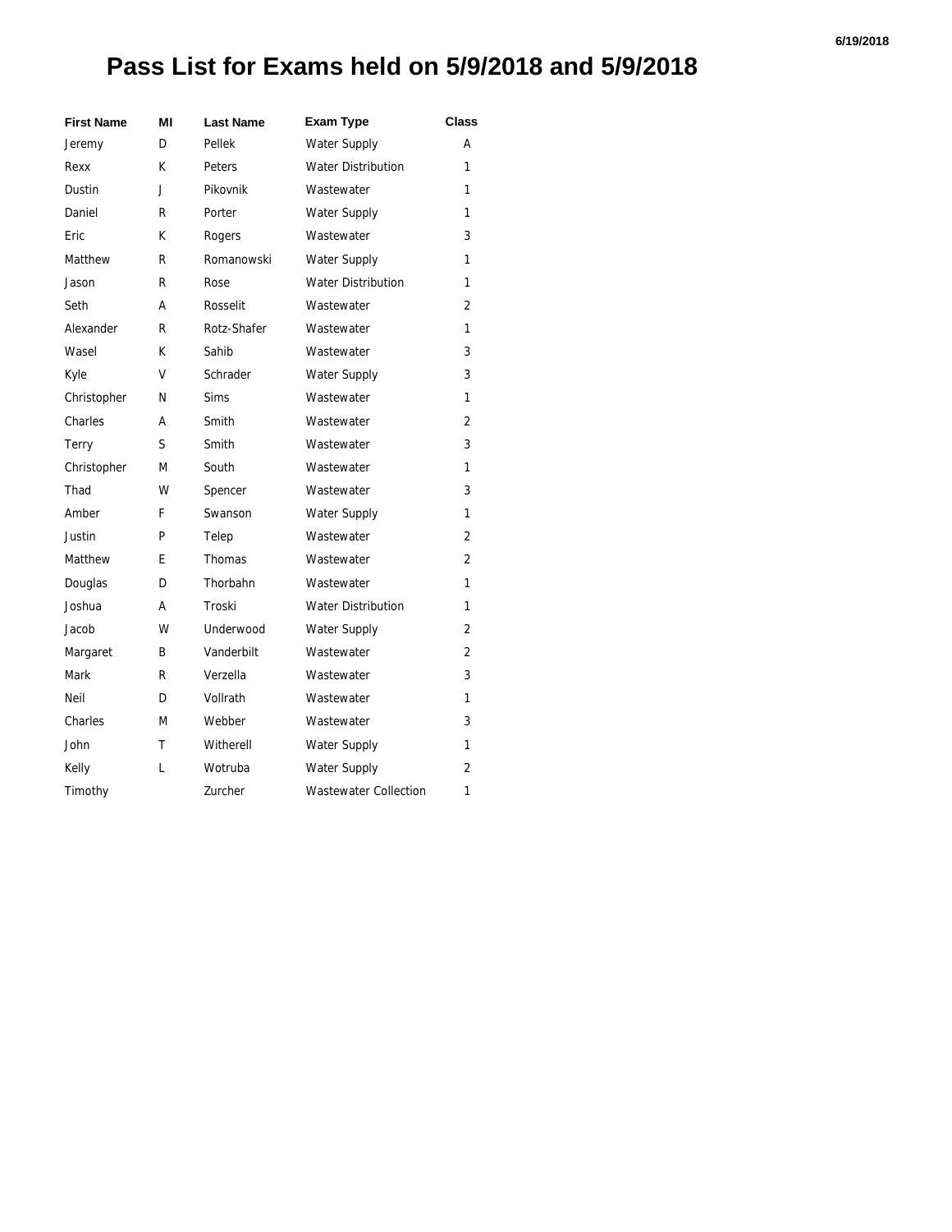# Pass List for Exams held on 5/9/2018 and 5/9/2018

| First Name | MI | Last Name | Exam Type | Class |
|---|---|---|---|---|
| Jeremy | D | Pellek | Water Supply | A |
| Rexx | K | Peters | Water Distribution | 1 |
| Dustin | J | Pikovnik | Wastewater | 1 |
| Daniel | R | Porter | Water Supply | 1 |
| Eric | K | Rogers | Wastewater | 3 |
| Matthew | R | Romanowski | Water Supply | 1 |
| Jason | R | Rose | Water Distribution | 1 |
| Seth | A | Rosselit | Wastewater | 2 |
| Alexander | R | Rotz-Shafer | Wastewater | 1 |
| Wasel | K | Sahib | Wastewater | 3 |
| Kyle | V | Schrader | Water Supply | 3 |
| Christopher | N | Sims | Wastewater | 1 |
| Charles | A | Smith | Wastewater | 2 |
| Terry | S | Smith | Wastewater | 3 |
| Christopher | M | South | Wastewater | 1 |
| Thad | W | Spencer | Wastewater | 3 |
| Amber | F | Swanson | Water Supply | 1 |
| Justin | P | Telep | Wastewater | 2 |
| Matthew | E | Thomas | Wastewater | 2 |
| Douglas | D | Thorbahn | Wastewater | 1 |
| Joshua | A | Troski | Water Distribution | 1 |
| Jacob | W | Underwood | Water Supply | 2 |
| Margaret | B | Vanderbilt | Wastewater | 2 |
| Mark | R | Verzella | Wastewater | 3 |
| Neil | D | Vollrath | Wastewater | 1 |
| Charles | M | Webber | Wastewater | 3 |
| John | T | Witherell | Water Supply | 1 |
| Kelly | L | Wotruba | Water Supply | 2 |
| Timothy | | Zurcher | Wastewater Collection | 1 |